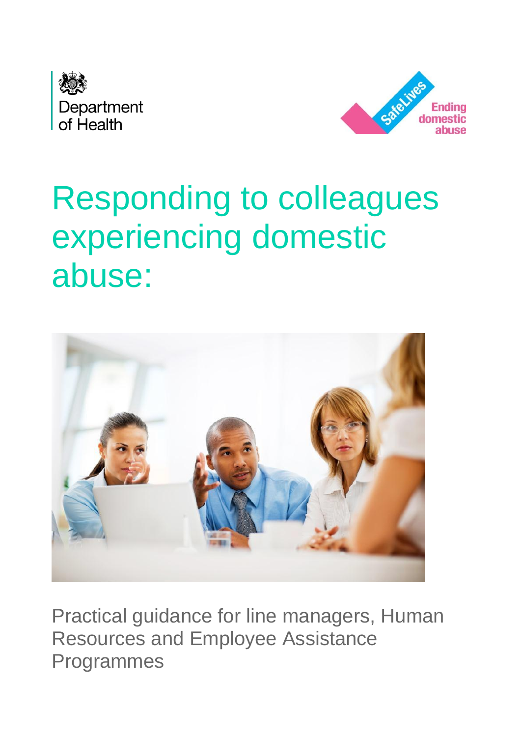Department of Health

SafeLives Ending domestic abuse

# Responding to colleagues experiencing domestic abuse:

Practical guidance for line managers, Human Resources and Employee Assistance Programmes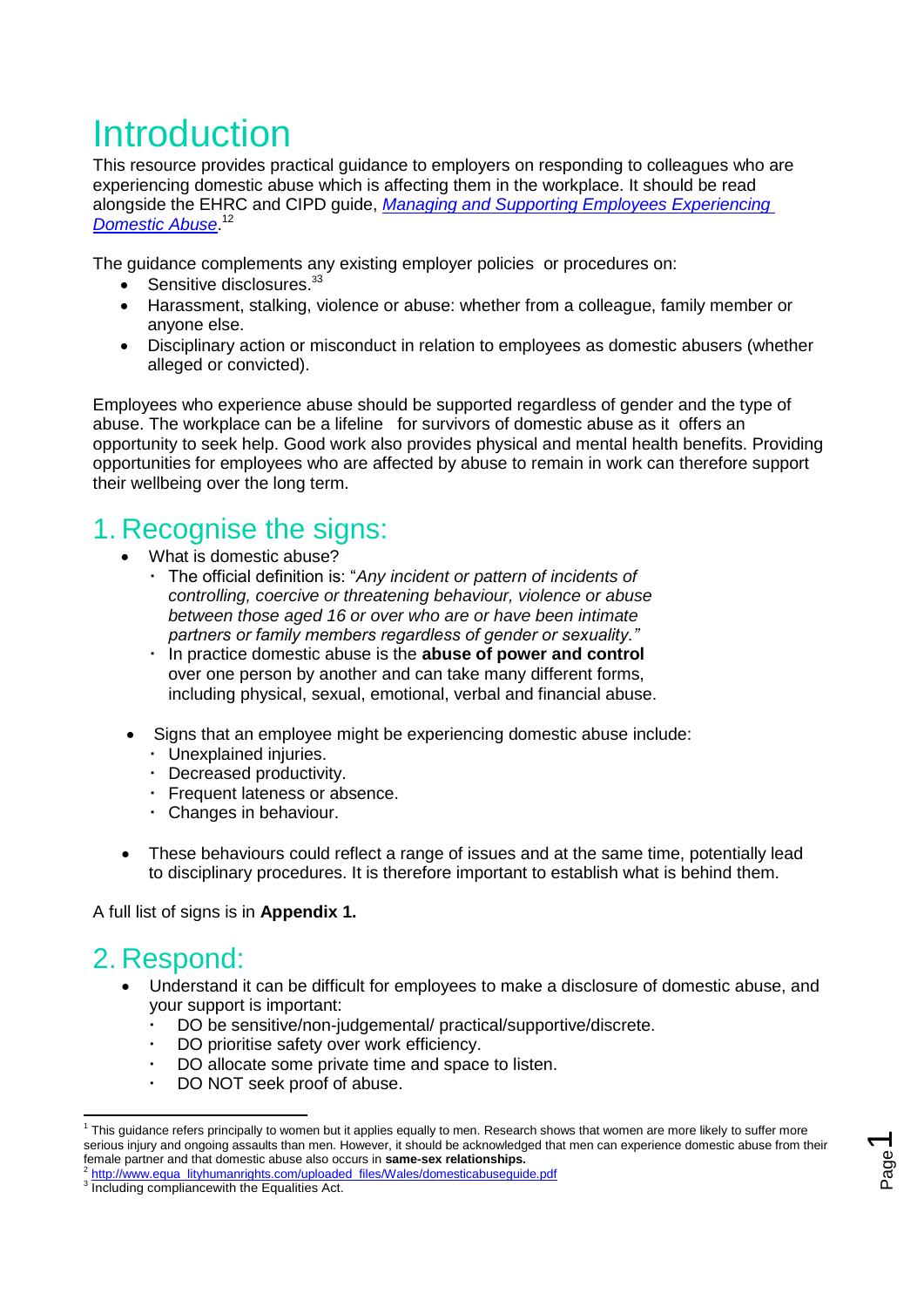# Introduction

This resource provides practical guidance to employers on responding to colleagues who are experiencing domestic abuse which is affecting them in the workplace. It should be read alongside the EHRC and CIPD guide, *Managing and Supporting Employees Experiencing Domestic Abuse*.[12]

The guidance complements any existing employer policies or procedures on:

- Sensitive disclosures.[33]
- Harassment, stalking, violence or abuse: whether from a colleague, family member or anyone else.
- Disciplinary action or misconduct in relation to employees as domestic abusers (whether alleged or convicted).

Employees who experience abuse should be supported regardless of gender and the type of abuse. The workplace can be a lifeline for survivors of domestic abuse as it offers an opportunity to seek help. Good work also provides physical and mental health benefits. Providing opportunities for employees who are affected by abuse to remain in work can therefore support their wellbeing over the long term.

## 1. Recognise the signs:

- What is domestic abuse?
  - The official definition is: "*Any incident or pattern of incidents of controlling, coercive or threatening behaviour, violence or abuse between those aged 16 or over who are or have been intimate partners or family members regardless of gender or sexuality.*"
  - In practice domestic abuse is the **abuse of power and control** over one person by another and can take many different forms, including physical, sexual, emotional, verbal and financial abuse.
- Signs that an employee might be experiencing domestic abuse include:
  - Unexplained injuries.
  - Decreased productivity.
  - Frequent lateness or absence.
  - Changes in behaviour.
- These behaviours could reflect a range of issues and at the same time, potentially lead to disciplinary procedures. It is therefore important to establish what is behind them.

A full list of signs is in **Appendix 1.**

## 2. Respond:

- Understand it can be difficult for employees to make a disclosure of domestic abuse, and your support is important:
  - DO be sensitive/non-judgemental/ practical/supportive/discrete.
  - DO prioritise safety over work efficiency.
  - DO allocate some private time and space to listen.
  - DO NOT seek proof of abuse.

---

[1] This guidance refers principally to women but it applies equally to men. Research shows that women are more likely to suffer more serious injury and ongoing assaults than men. However, it should be acknowledged that men can experience domestic abuse from their female partner and that domestic abuse also occurs in **same-sex relationships.**

[2] http://www.equa_lityhumanrights.com/uploaded_files/Wales/domesticabuseguide.pdf

[3] Including compliancewith the Equalities Act.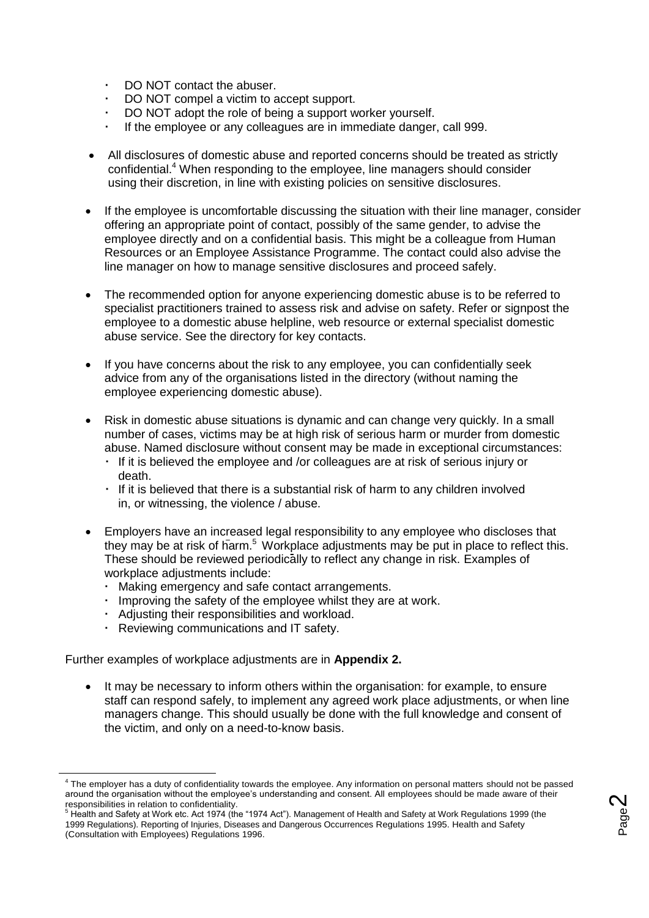- DO NOT contact the abuser.
- DO NOT compel a victim to accept support.
- DO NOT adopt the role of being a support worker yourself.
- If the employee or any colleagues are in immediate danger, call 999.

- All disclosures of domestic abuse and reported concerns should be treated as strictly confidential.[4] When responding to the employee, line managers should consider using their discretion, in line with existing policies on sensitive disclosures.

- If the employee is uncomfortable discussing the situation with their line manager, consider offering an appropriate point of contact, possibly of the same gender, to advise the employee directly and on a confidential basis. This might be a colleague from Human Resources or an Employee Assistance Programme. The contact could also advise the line manager on how to manage sensitive disclosures and proceed safely.

- The recommended option for anyone experiencing domestic abuse is to be referred to specialist practitioners trained to assess risk and advise on safety. Refer or signpost the employee to a domestic abuse helpline, web resource or external specialist domestic abuse service. See the directory for key contacts.

- If you have concerns about the risk to any employee, you can confidentially seek advice from any of the organisations listed in the directory (without naming the employee experiencing domestic abuse).

- Risk in domestic abuse situations is dynamic and can change very quickly. In a small number of cases, victims may be at high risk of serious harm or murder from domestic abuse. Named disclosure without consent may be made in exceptional circumstances:
  - If it is believed the employee and /or colleagues are at risk of serious injury or death.
  - If it is believed that there is a substantial risk of harm to any children involved in, or witnessing, the violence / abuse.

- Employers have an increased legal responsibility to any employee who discloses that they may be at risk of harm.[5] Workplace adjustments may be put in place to reflect this. These should be reviewed periodically to reflect any change in risk. Examples of workplace adjustments include:
  - Making emergency and safe contact arrangements.
  - Improving the safety of the employee whilst they are at work.
  - Adjusting their responsibilities and workload.
  - Reviewing communications and IT safety.

Further examples of workplace adjustments are in **Appendix 2.**

- It may be necessary to inform others within the organisation: for example, to ensure staff can respond safely, to implement any agreed work place adjustments, or when line managers change. This should usually be done with the full knowledge and consent of the victim, and only on a need-to-know basis.

---

[4] The employer has a duty of confidentiality towards the employee. Any information on personal matters should not be passed around the organisation without the employee's understanding and consent. All employees should be made aware of their responsibilities in relation to confidentiality.

[5] Health and Safety at Work etc. Act 1974 (the "1974 Act"). Management of Health and Safety at Work Regulations 1999 (the 1999 Regulations). Reporting of Injuries, Diseases and Dangerous Occurrences Regulations 1995. Health and Safety (Consultation with Employees) Regulations 1996.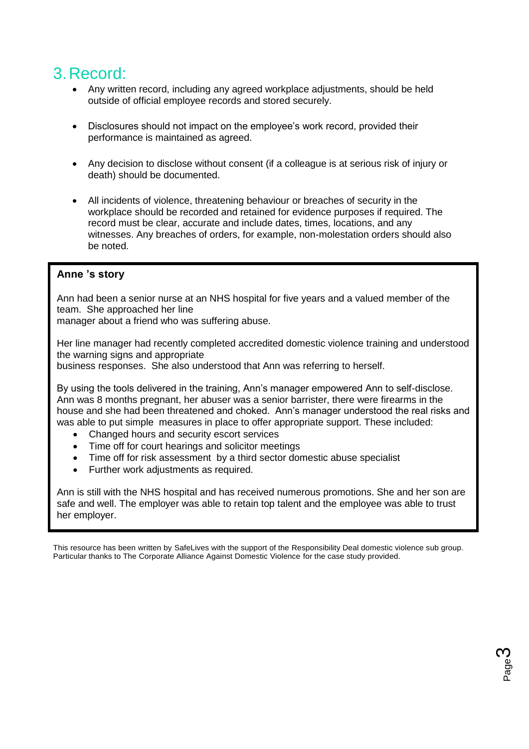## 3. Record:

- Any written record, including any agreed workplace adjustments, should be held outside of official employee records and stored securely.
- Disclosures should not impact on the employee's work record, provided their performance is maintained as agreed.
- Any decision to disclose without consent (if a colleague is at serious risk of injury or death) should be documented.
- All incidents of violence, threatening behaviour or breaches of security in the workplace should be recorded and retained for evidence purposes if required. The record must be clear, accurate and include dates, times, locations, and any witnesses. Any breaches of orders, for example, non-molestation orders should also be noted.

**Anne 's story**

Ann had been a senior nurse at an NHS hospital for five years and a valued member of the team. She approached her line manager about a friend who was suffering abuse.

Her line manager had recently completed accredited domestic violence training and understood the warning signs and appropriate business responses. She also understood that Ann was referring to herself.

By using the tools delivered in the training, Ann's manager empowered Ann to self-disclose. Ann was 8 months pregnant, her abuser was a senior barrister, there were firearms in the house and she had been threatened and choked. Ann's manager understood the real risks and was able to put simple measures in place to offer appropriate support. These included:

- Changed hours and security escort services
- Time off for court hearings and solicitor meetings
- Time off for risk assessment by a third sector domestic abuse specialist
- Further work adjustments as required.

Ann is still with the NHS hospital and has received numerous promotions. She and her son are safe and well. The employer was able to retain top talent and the employee was able to trust her employer.

This resource has been written by SafeLives with the support of the Responsibility Deal domestic violence sub group. Particular thanks to The Corporate Alliance Against Domestic Violence for the case study provided.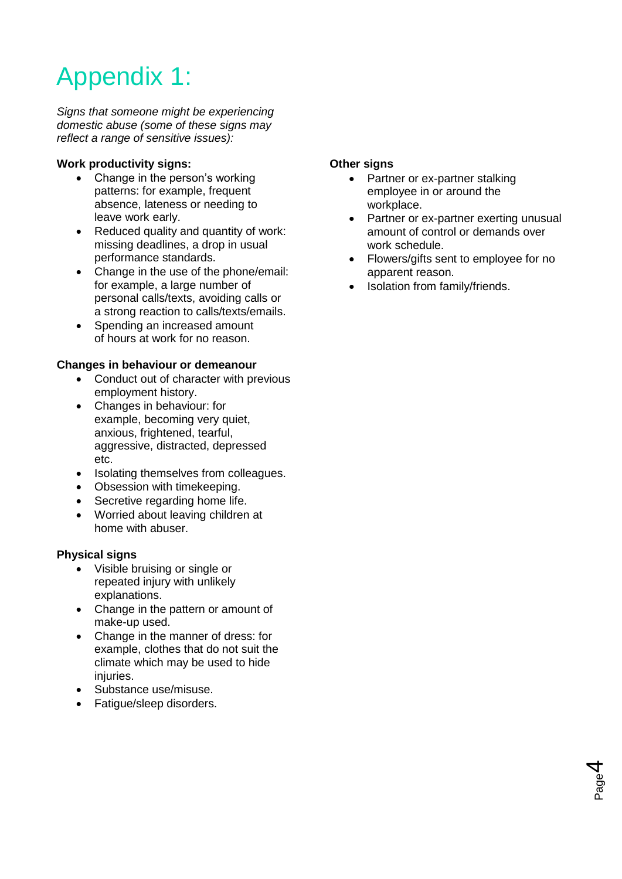# Appendix 1:

*Signs that someone might be experiencing domestic abuse (some of these signs may reflect a range of sensitive issues):*

**Work productivity signs:**

- Change in the person's working patterns: for example, frequent absence, lateness or needing to leave work early.
- Reduced quality and quantity of work: missing deadlines, a drop in usual performance standards.
- Change in the use of the phone/email: for example, a large number of personal calls/texts, avoiding calls or a strong reaction to calls/texts/emails.
- Spending an increased amount of hours at work for no reason.

**Changes in behaviour or demeanour**

- Conduct out of character with previous employment history.
- Changes in behaviour: for example, becoming very quiet, anxious, frightened, tearful, aggressive, distracted, depressed etc.
- Isolating themselves from colleagues.
- Obsession with timekeeping.
- Secretive regarding home life.
- Worried about leaving children at home with abuser.

**Physical signs**

- Visible bruising or single or repeated injury with unlikely explanations.
- Change in the pattern or amount of make-up used.
- Change in the manner of dress: for example, clothes that do not suit the climate which may be used to hide injuries.
- Substance use/misuse.
- Fatigue/sleep disorders.

**Other signs**

- Partner or ex-partner stalking employee in or around the workplace.
- Partner or ex-partner exerting unusual amount of control or demands over work schedule.
- Flowers/gifts sent to employee for no apparent reason.
- Isolation from family/friends.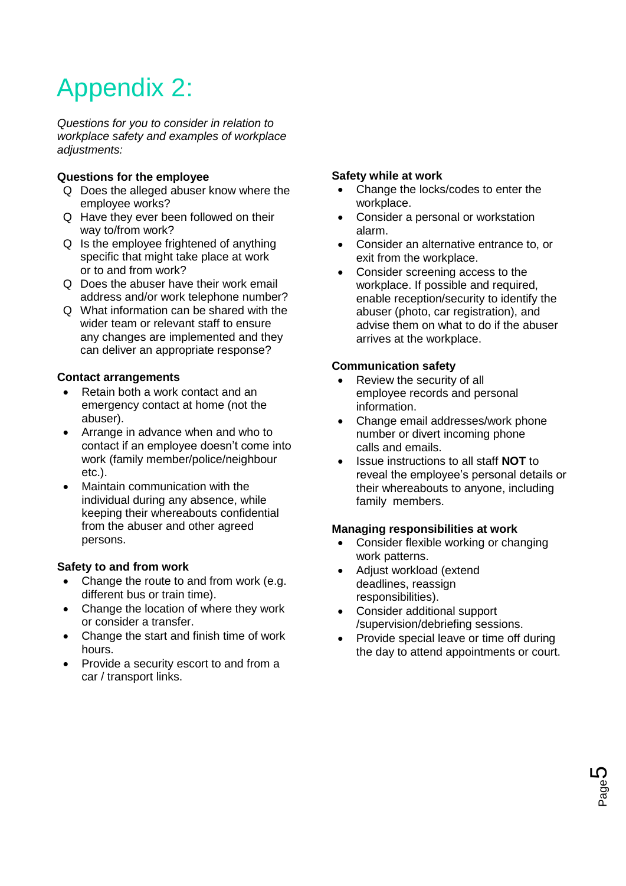# Appendix 2:

*Questions for you to consider in relation to workplace safety and examples of workplace adjustments:*

**Questions for the employee**

- Q Does the alleged abuser know where the employee works?
- Q Have they ever been followed on their way to/from work?
- Q Is the employee frightened of anything specific that might take place at work or to and from work?
- Q Does the abuser have their work email address and/or work telephone number?
- Q What information can be shared with the wider team or relevant staff to ensure any changes are implemented and they can deliver an appropriate response?

**Contact arrangements**

- Retain both a work contact and an emergency contact at home (not the abuser).
- Arrange in advance when and who to contact if an employee doesn't come into work (family member/police/neighbour etc.).
- Maintain communication with the individual during any absence, while keeping their whereabouts confidential from the abuser and other agreed persons.

**Safety to and from work**

- Change the route to and from work (e.g. different bus or train time).
- Change the location of where they work or consider a transfer.
- Change the start and finish time of work hours.
- Provide a security escort to and from a car / transport links.

**Safety while at work**

- Change the locks/codes to enter the workplace.
- Consider a personal or workstation alarm.
- Consider an alternative entrance to, or exit from the workplace.
- Consider screening access to the workplace. If possible and required, enable reception/security to identify the abuser (photo, car registration), and advise them on what to do if the abuser arrives at the workplace.

**Communication safety**

- Review the security of all employee records and personal information.
- Change email addresses/work phone number or divert incoming phone calls and emails.
- Issue instructions to all staff **NOT** to reveal the employee's personal details or their whereabouts to anyone, including family members.

**Managing responsibilities at work**

- Consider flexible working or changing work patterns.
- Adjust workload (extend deadlines, reassign responsibilities).
- Consider additional support /supervision/debriefing sessions.
- Provide special leave or time off during the day to attend appointments or court.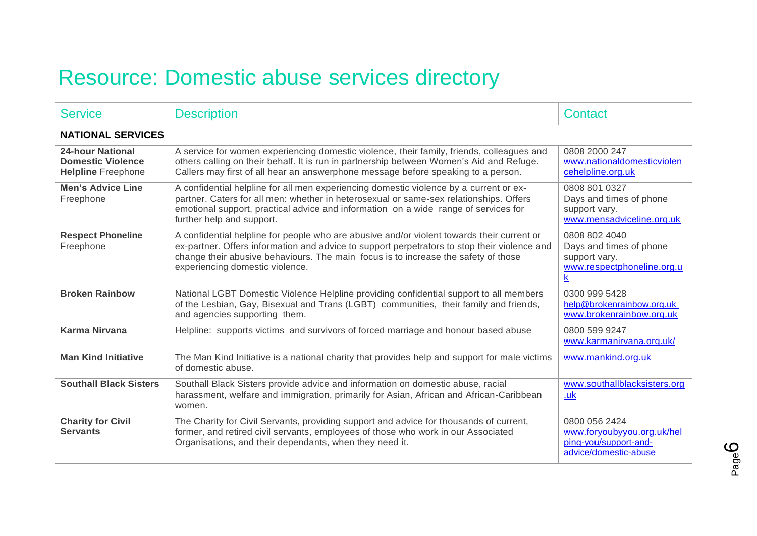# Resource: Domestic abuse services directory

| Service | Description | Contact |
|---|---|---|
| **NATIONAL SERVICES** | | |
| **24-hour National Domestic Violence Helpline** Freephone | A service for women experiencing domestic violence, their family, friends, colleagues and others calling on their behalf. It is run in partnership between Women's Aid and Refuge. Callers may first of all hear an answerphone message before speaking to a person. | 0808 2000 247 www.nationaldomesticviolencehelpline.org.uk |
| **Men's Advice Line** Freephone | A confidential helpline for all men experiencing domestic violence by a current or ex-partner. Caters for all men: whether in heterosexual or same-sex relationships. Offers emotional support, practical advice and information on a wide range of services for further help and support. | 0808 801 0327 Days and times of phone support vary. www.mensadviceline.org.uk |
| **Respect Phoneline** Freephone | A confidential helpline for people who are abusive and/or violent towards their current or ex-partner. Offers information and advice to support perpetrators to stop their violence and change their abusive behaviours. The main focus is to increase the safety of those experiencing domestic violence. | 0808 802 4040 Days and times of phone support vary. www.respectphoneline.org.uk |
| **Broken Rainbow** | National LGBT Domestic Violence Helpline providing confidential support to all members of the Lesbian, Gay, Bisexual and Trans (LGBT) communities, their family and friends, and agencies supporting them. | 0300 999 5428 help@brokenrainbow.org.uk www.brokenrainbow.org.uk |
| **Karma Nirvana** | Helpline: supports victims and survivors of forced marriage and honour based abuse | 0800 599 9247 www.karmanirvana.org.uk/ |
| **Man Kind Initiative** | The Man Kind Initiative is a national charity that provides help and support for male victims of domestic abuse. | www.mankind.org.uk |
| **Southall Black Sisters** | Southall Black Sisters provide advice and information on domestic abuse, racial harassment, welfare and immigration, primarily for Asian, African and African-Caribbean women. | www.southallblacksisters.org.uk |
| **Charity for Civil Servants** | The Charity for Civil Servants, providing support and advice for thousands of current, former, and retired civil servants, employees of those who work in our Associated Organisations, and their dependants, when they need it. | 0800 056 2424 www.foryoubyyou.org.uk/helping-you/support-and-advice/domestic-abuse |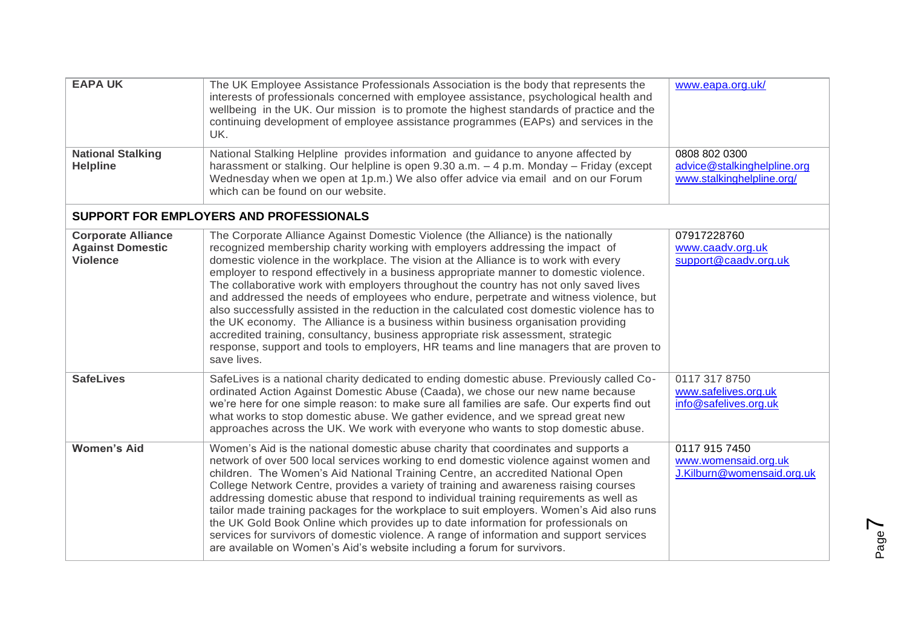| | | |
|---|---|---|
| **EAPA UK** | The UK Employee Assistance Professionals Association is the body that represents the interests of professionals concerned with employee assistance, psychological health and wellbeing in the UK. Our mission is to promote the highest standards of practice and the continuing development of employee assistance programmes (EAPs) and services in the UK. | www.eapa.org.uk/ |
| **National Stalking Helpline** | National Stalking Helpline provides information and guidance to anyone affected by harassment or stalking. Our helpline is open 9.30 a.m. – 4 p.m. Monday – Friday (except Wednesday when we open at 1p.m.) We also offer advice via email and on our Forum which can be found on our website. | 0808 802 0300<br>advice@stalkinghelpline.org<br>www.stalkinghelpline.org/ |
| **SUPPORT FOR EMPLOYERS AND PROFESSIONALS** | | |
| **Corporate Alliance Against Domestic Violence** | The Corporate Alliance Against Domestic Violence (the Alliance) is the nationally recognized membership charity working with employers addressing the impact of domestic violence in the workplace. The vision at the Alliance is to work with every employer to respond effectively in a business appropriate manner to domestic violence. The collaborative work with employers throughout the country has not only saved lives and addressed the needs of employees who endure, perpetrate and witness violence, but also successfully assisted in the reduction in the calculated cost domestic violence has to the UK economy. The Alliance is a business within business organisation providing accredited training, consultancy, business appropriate risk assessment, strategic response, support and tools to employers, HR teams and line managers that are proven to save lives. | 07917228760<br>www.caadv.org.uk<br>support@caadv.org.uk |
| **SafeLives** | SafeLives is a national charity dedicated to ending domestic abuse. Previously called Co-ordinated Action Against Domestic Abuse (Caada), we chose our new name because we're here for one simple reason: to make sure all families are safe. Our experts find out what works to stop domestic abuse. We gather evidence, and we spread great new approaches across the UK. We work with everyone who wants to stop domestic abuse. | 0117 317 8750<br>www.safelives.org.uk<br>info@safelives.org.uk |
| **Women's Aid** | Women's Aid is the national domestic abuse charity that coordinates and supports a network of over 500 local services working to end domestic violence against women and children. The Women's Aid National Training Centre, an accredited National Open College Network Centre, provides a variety of training and awareness raising courses addressing domestic abuse that respond to individual training requirements as well as tailor made training packages for the workplace to suit employers. Women's Aid also runs the UK Gold Book Online which provides up to date information for professionals on services for survivors of domestic violence. A range of information and support services are available on Women's Aid's website including a forum for survivors. | 0117 915 7450<br>www.womensaid.org.uk<br>J.Kilburn@womensaid.org.uk |